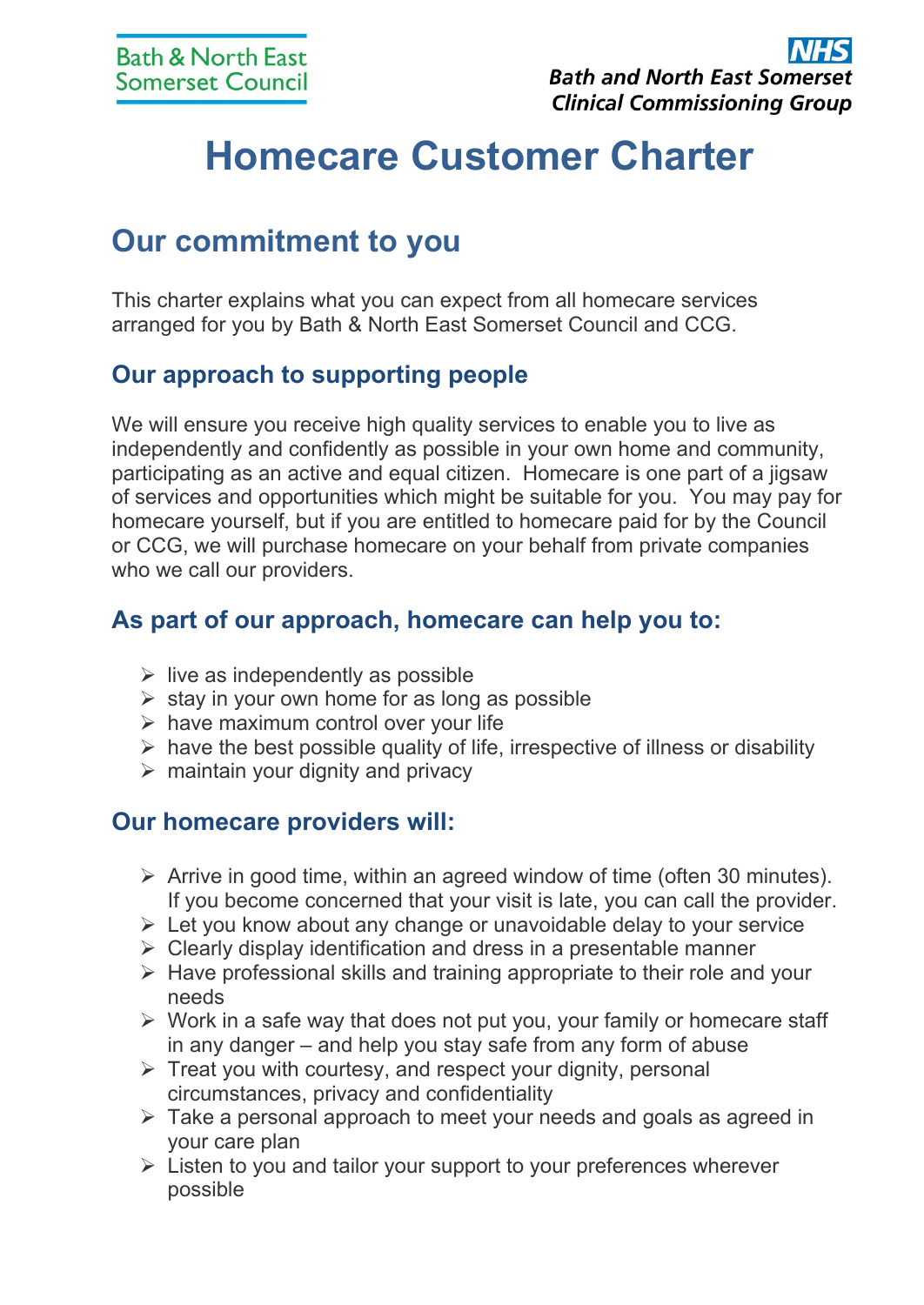Bath & North East Somerset Council

NHS
*Bath and North East Somerset Clinical Commissioning Group*

# Homecare Customer Charter

## Our commitment to you

This charter explains what you can expect from all homecare services arranged for you by Bath & North East Somerset Council and CCG.

### Our approach to supporting people

We will ensure you receive high quality services to enable you to live as independently and confidently as possible in your own home and community, participating as an active and equal citizen. Homecare is one part of a jigsaw of services and opportunities which might be suitable for you. You may pay for homecare yourself, but if you are entitled to homecare paid for by the Council or CCG, we will purchase homecare on your behalf from private companies who we call our providers.

### As part of our approach, homecare can help you to:

- live as independently as possible
- stay in your own home for as long as possible
- have maximum control over your life
- have the best possible quality of life, irrespective of illness or disability
- maintain your dignity and privacy

### Our homecare providers will:

- Arrive in good time, within an agreed window of time (often 30 minutes). If you become concerned that your visit is late, you can call the provider.
- Let you know about any change or unavoidable delay to your service
- Clearly display identification and dress in a presentable manner
- Have professional skills and training appropriate to their role and your needs
- Work in a safe way that does not put you, your family or homecare staff in any danger – and help you stay safe from any form of abuse
- Treat you with courtesy, and respect your dignity, personal circumstances, privacy and confidentiality
- Take a personal approach to meet your needs and goals as agreed in your care plan
- Listen to you and tailor your support to your preferences wherever possible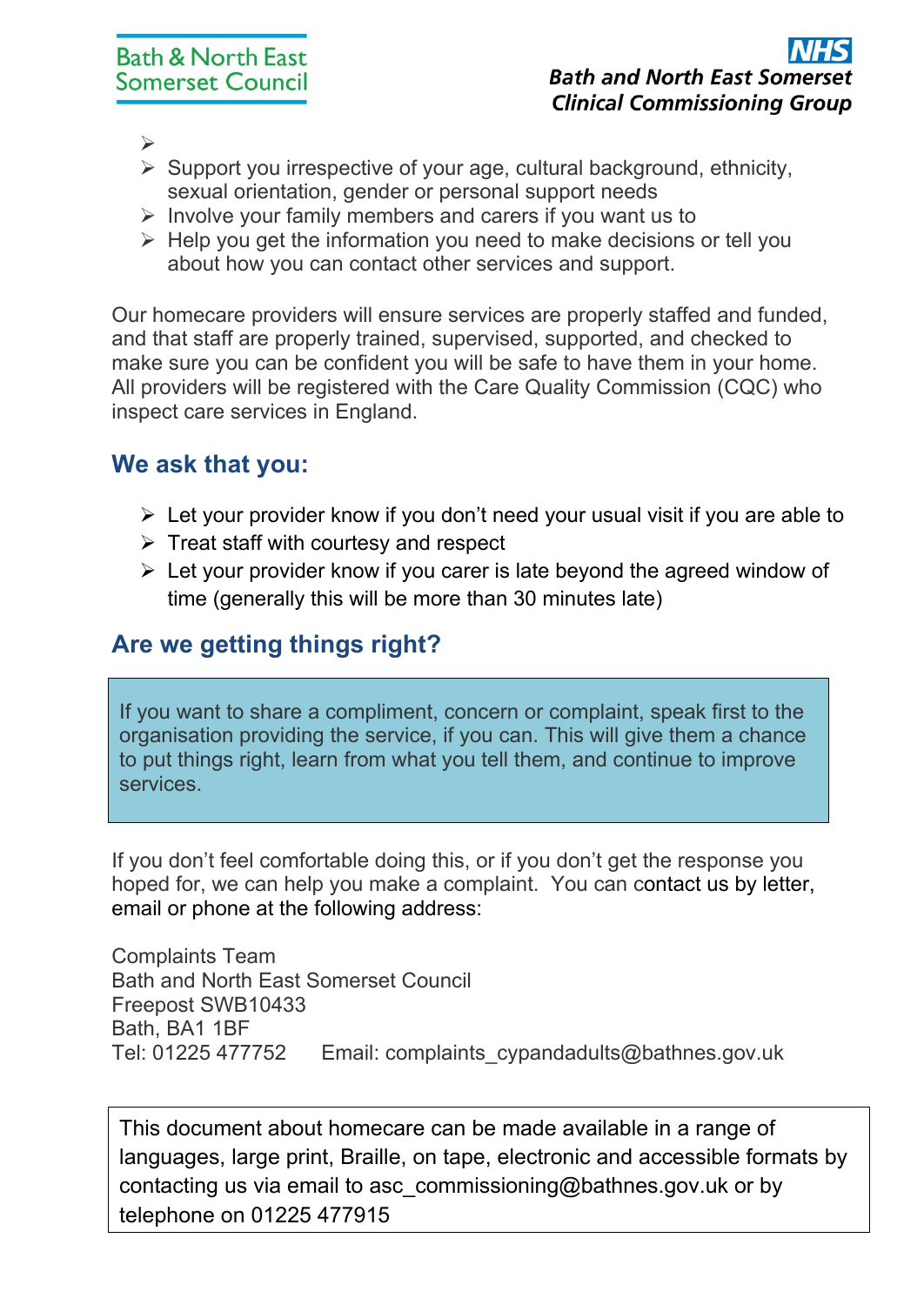- 
- Support you irrespective of your age, cultural background, ethnicity, sexual orientation, gender or personal support needs
- Involve your family members and carers if you want us to
- Help you get the information you need to make decisions or tell you about how you can contact other services and support.

Our homecare providers will ensure services are properly staffed and funded, and that staff are properly trained, supervised, supported, and checked to make sure you can be confident you will be safe to have them in your home. All providers will be registered with the Care Quality Commission (CQC) who inspect care services in England.

## We ask that you:

- Let your provider know if you don't need your usual visit if you are able to
- Treat staff with courtesy and respect
- Let your provider know if you carer is late beyond the agreed window of time (generally this will be more than 30 minutes late)

## Are we getting things right?

If you want to share a compliment, concern or complaint, speak first to the organisation providing the service, if you can. This will give them a chance to put things right, learn from what you tell them, and continue to improve services.

If you don't feel comfortable doing this, or if you don't get the response you hoped for, we can help you make a complaint. You can contact us by letter, email or phone at the following address:

Complaints Team
Bath and North East Somerset Council
Freepost SWB10433
Bath, BA1 1BF
Tel: 01225 477752 Email: complaints_cypandadults@bathnes.gov.uk

This document about homecare can be made available in a range of languages, large print, Braille, on tape, electronic and accessible formats by contacting us via email to asc_commissioning@bathnes.gov.uk or by telephone on 01225 477915